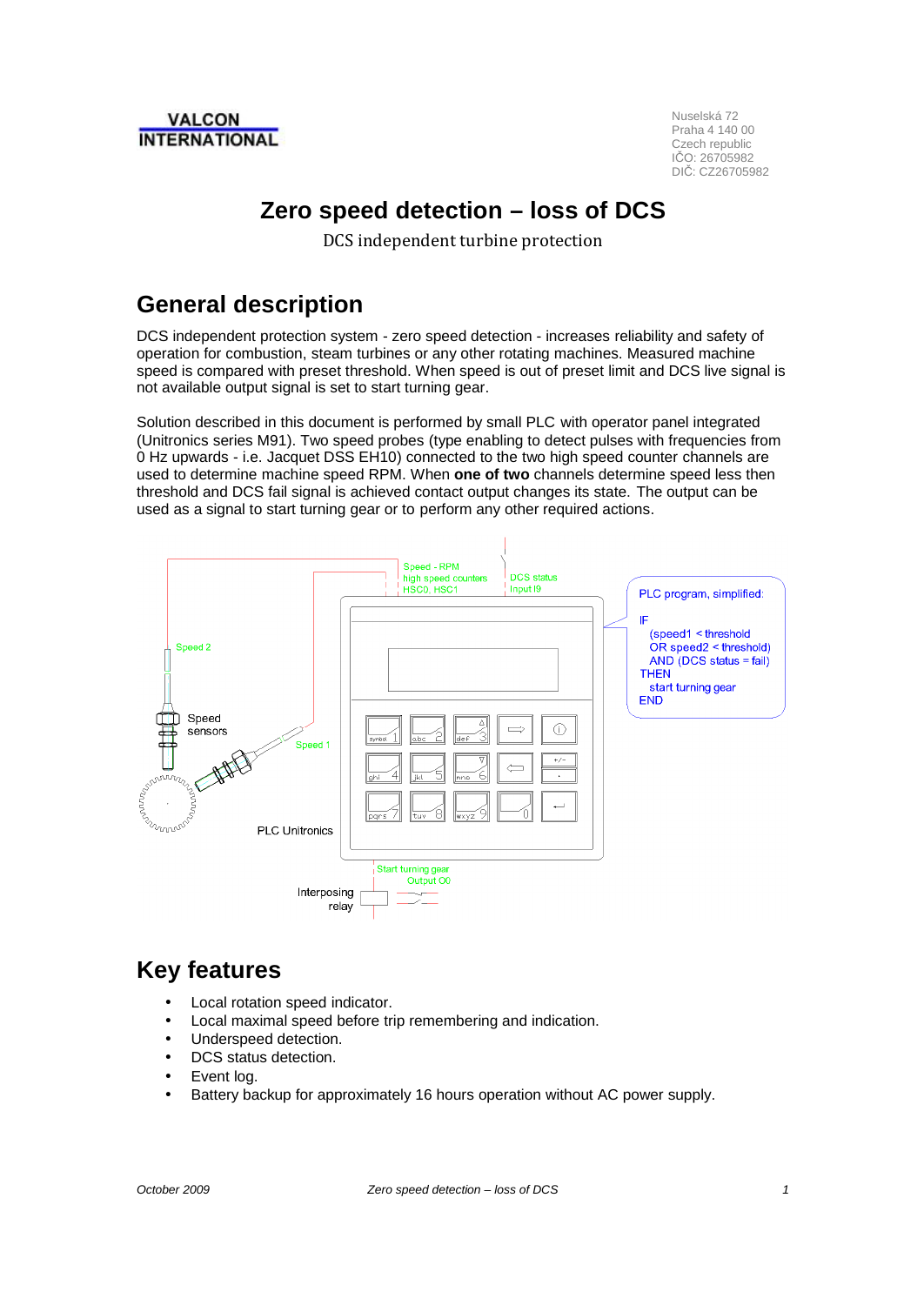**VALCON INTERNATIONAL**

Nuselská 72
Praha 4 140 00
Czech republic
IČO: 26705982
DIČ: CZ26705982

# Zero speed detection – loss of DCS

DCS independent turbine protection

## General description

DCS independent protection system - zero speed detection - increases reliability and safety of operation for combustion, steam turbines or any other rotating machines. Measured machine speed is compared with preset threshold. When speed is out of preset limit and DCS live signal is not available output signal is set to start turning gear.

Solution described in this document is performed by small PLC with operator panel integrated (Unitronics series M91). Two speed probes (type enabling to detect pulses with frequencies from 0 Hz upwards - i.e. Jacquet DSS EH10) connected to the two high speed counter channels are used to determine machine speed RPM. When **one of two** channels determine speed less then threshold and DCS fail signal is achieved contact output changes its state. The output can be used as a signal to start turning gear or to perform any other required actions.

Speed - RPM
high speed counters
HSC0, HSC1

DCS status
Input I9

Speed 2

Speed sensors

Speed 1

PLC Unitronics

Start turning gear
Output O0

Interposing relay

```
PLC program, simplified:

IF
   (speed1 < threshold
   OR speed2 < threshold)
   AND (DCS status = fail)
THEN
   start turning gear
END
```

## Key features

- Local rotation speed indicator.
- Local maximal speed before trip remembering and indication.
- Underspeed detection.
- DCS status detection.
- Event log.
- Battery backup for approximately 16 hours operation without AC power supply.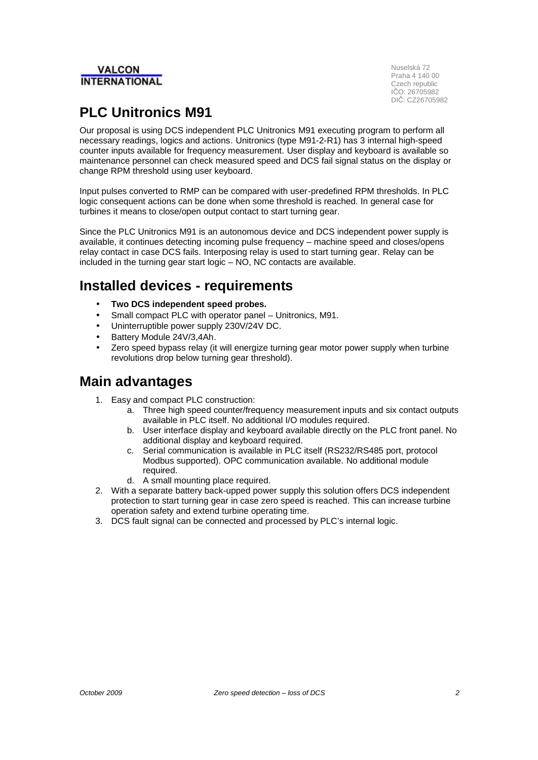Nuselská 72
Praha 4 140 00
Czech republic
IČO: 26705982
DIČ: CZ26705982

# PLC Unitronics M91

Our proposal is using DCS independent PLC Unitronics M91 executing program to perform all necessary readings, logics and actions. Unitronics (type M91-2-R1) has 3 internal high-speed counter inputs available for frequency measurement. User display and keyboard is available so maintenance personnel can check measured speed and DCS fail signal status on the display or change RPM threshold using user keyboard.

Input pulses converted to RMP can be compared with user-predefined RPM thresholds. In PLC logic consequent actions can be done when some threshold is reached. In general case for turbines it means to close/open output contact to start turning gear.

Since the PLC Unitronics M91 is an autonomous device and DCS independent power supply is available, it continues detecting incoming pulse frequency – machine speed and closes/opens relay contact in case DCS fails. Interposing relay is used to start turning gear. Relay can be included in the turning gear start logic – NO, NC contacts are available.

# Installed devices - requirements

- **Two DCS independent speed probes.**
- Small compact PLC with operator panel – Unitronics, M91.
- Uninterruptible power supply 230V/24V DC.
- Battery Module 24V/3,4Ah.
- Zero speed bypass relay (it will energize turning gear motor power supply when turbine revolutions drop below turning gear threshold).

# Main advantages

1. Easy and compact PLC construction:
   a. Three high speed counter/frequency measurement inputs and six contact outputs available in PLC itself. No additional I/O modules required.
   b. User interface display and keyboard available directly on the PLC front panel. No additional display and keyboard required.
   c. Serial communication is available in PLC itself (RS232/RS485 port, protocol Modbus supported). OPC communication available. No additional module required.
   d. A small mounting place required.
2. With a separate battery back-upped power supply this solution offers DCS independent protection to start turning gear in case zero speed is reached. This can increase turbine operation safety and extend turbine operating time.
3. DCS fault signal can be connected and processed by PLC's internal logic.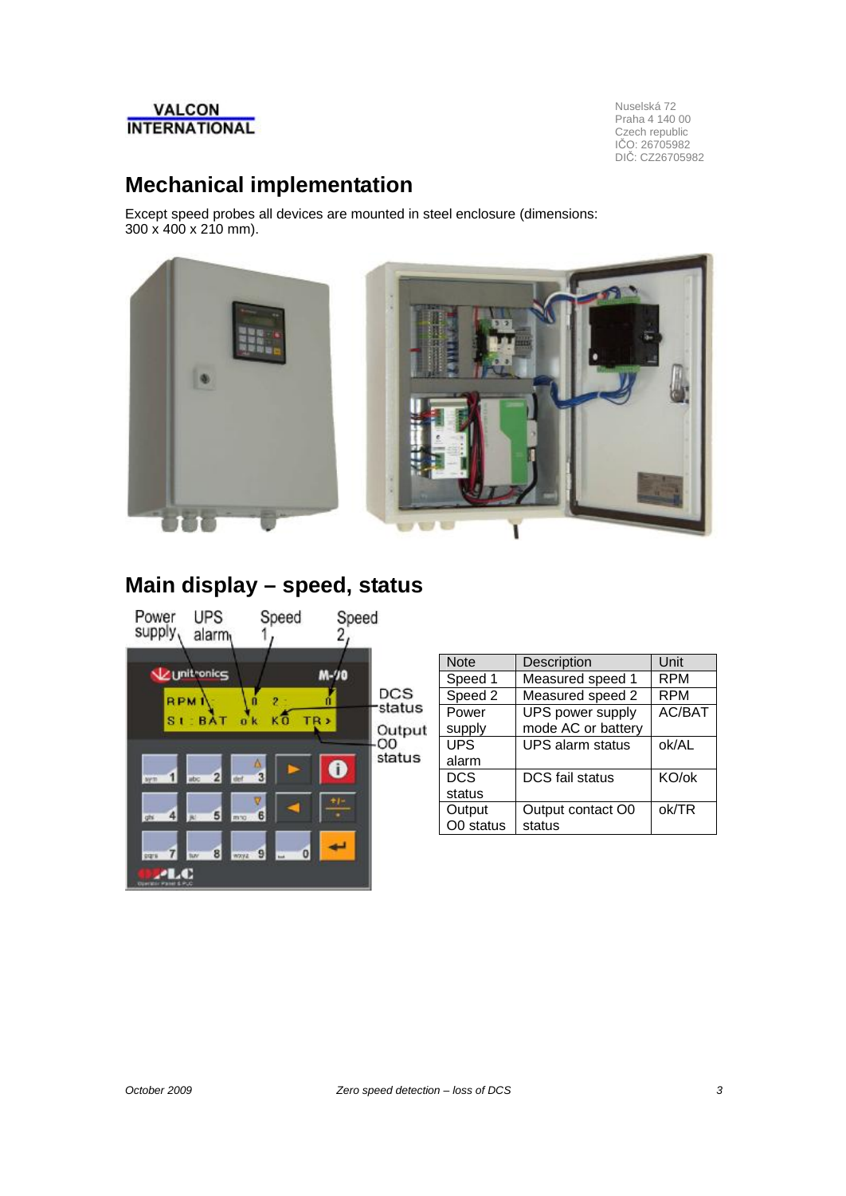VALCON INTERNATIONAL

Nuselská 72
Praha 4 140 00
Czech republic
IČO: 26705982
DIČ: CZ26705982

## Mechanical implementation

Except speed probes all devices are mounted in steel enclosure (dimensions: 300 x 400 x 210 mm).

## Main display – speed, status

| Note | Description | Unit |
|---|---|---|
| Speed 1 | Measured speed 1 | RPM |
| Speed 2 | Measured speed 2 | RPM |
| Power supply | UPS power supply mode AC or battery | AC/BAT |
| UPS alarm | UPS alarm status | ok/AL |
| DCS status | DCS fail status | KO/ok |
| Output O0 status | Output contact O0 status | ok/TR |